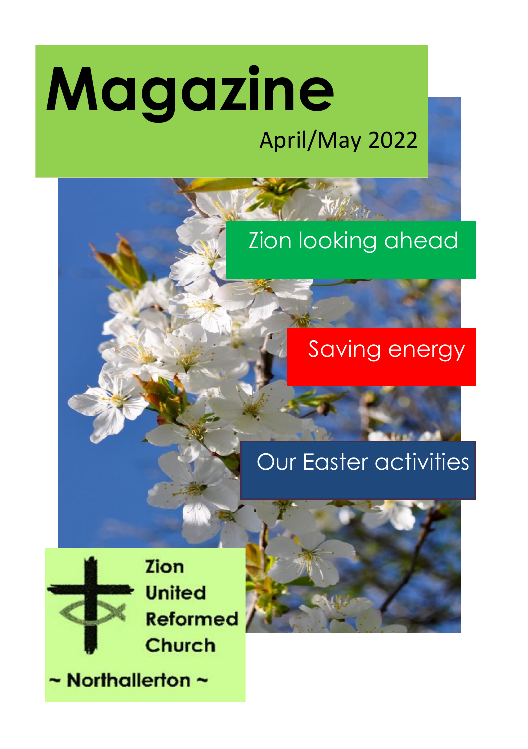# Magazine

April/May 2022

Zion looking ahead

Saving energy

Our Easter activities

Zion United Reformed Church

~ Northallerton ~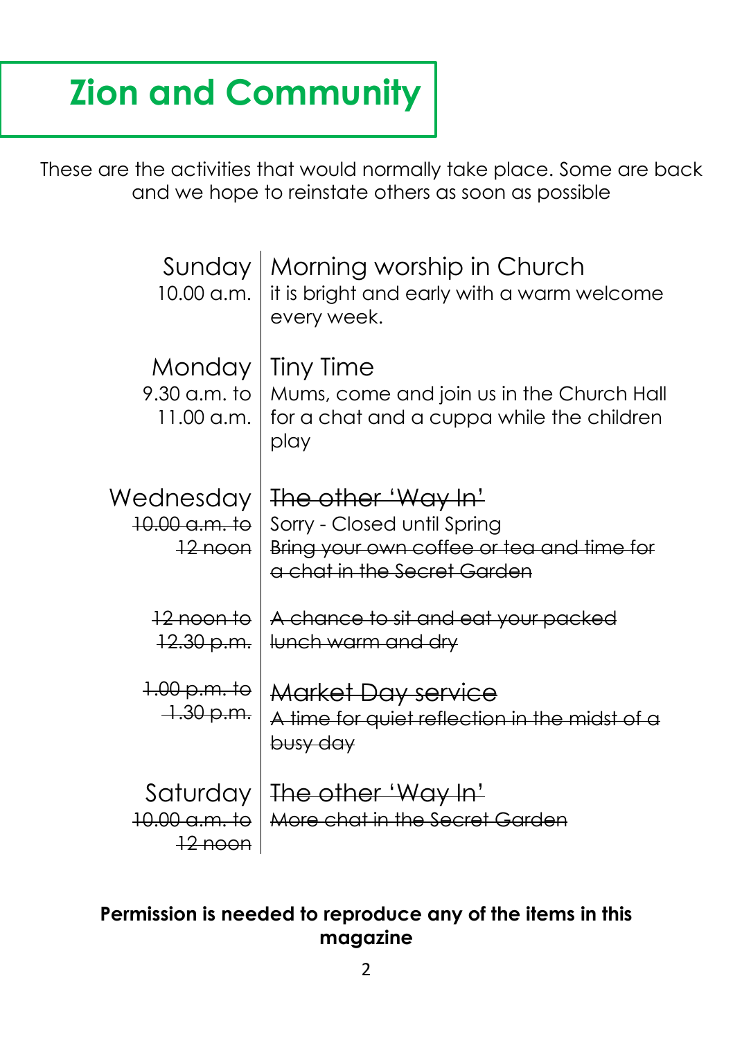# Zion and Community

These are the activities that would normally take place. Some are back and we hope to reinstate others as soon as possible

| | |
|---|---|
| Sunday<br>10.00 a.m. | Morning worship in Church<br>it is bright and early with a warm welcome every week. |
| Monday<br>9.30 a.m. to 11.00 a.m. | Tiny Time<br>Mums, come and join us in the Church Hall for a chat and a cuppa while the children play |
| Wednesday<br>~~10.00 a.m. to 12 noon~~ | ~~The other 'Way In'~~<br>Sorry - Closed until Spring<br>~~Bring your own coffee or tea and time for a chat in the Secret Garden~~ |
| ~~12 noon to 12.30 p.m.~~ | ~~A chance to sit and eat your packed lunch warm and dry~~ |
| ~~1.00 p.m. to 1.30 p.m.~~ | ~~Market Day service~~<br>~~A time for quiet reflection in the midst of a busy day~~ |
| Saturday<br>~~10.00 a.m. to 12 noon~~ | ~~The other 'Way In'~~<br>~~More chat in the Secret Garden~~ |

**Permission is needed to reproduce any of the items in this magazine**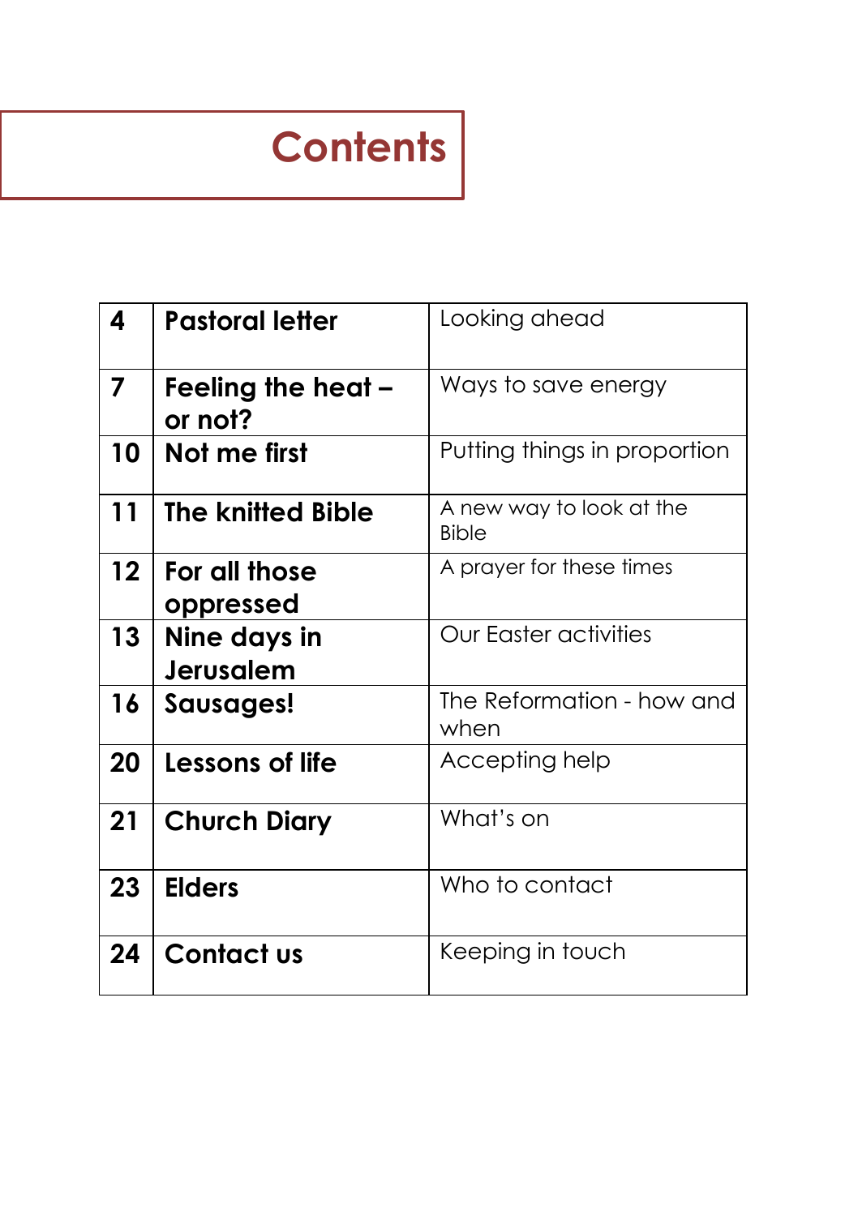# Contents

| | | |
|---|---|---|
| 4 | **Pastoral letter** | Looking ahead |
| 7 | **Feeling the heat – or not?** | Ways to save energy |
| 10 | **Not me first** | Putting things in proportion |
| 11 | **The knitted Bible** | A new way to look at the Bible |
| 12 | **For all those oppressed** | A prayer for these times |
| 13 | **Nine days in Jerusalem** | Our Easter activities |
| 16 | **Sausages!** | The Reformation - how and when |
| 20 | **Lessons of life** | Accepting help |
| 21 | **Church Diary** | What's on |
| 23 | **Elders** | Who to contact |
| 24 | **Contact us** | Keeping in touch |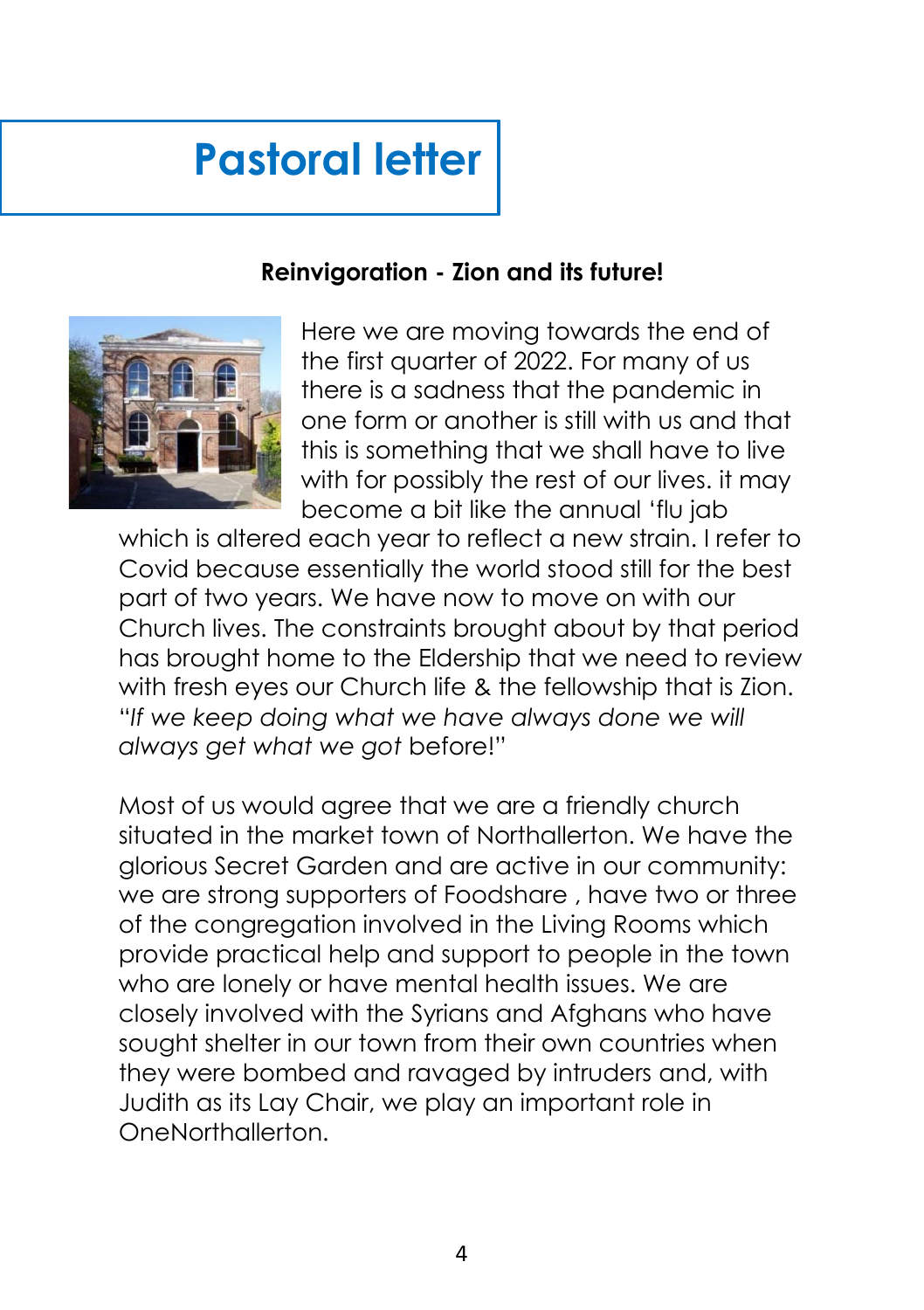# Pastoral letter

**Reinvigoration - Zion and its future!**

Here we are moving towards the end of the first quarter of 2022. For many of us there is a sadness that the pandemic in one form or another is still with us and that this is something that we shall have to live with for possibly the rest of our lives. it may become a bit like the annual 'flu jab which is altered each year to reflect a new strain. I refer to Covid because essentially the world stood still for the best part of two years. We have now to move on with our Church lives. The constraints brought about by that period has brought home to the Eldership that we need to review with fresh eyes our Church life & the fellowship that is Zion. "*If we keep doing what we have always done we will always get what we got* before!"

Most of us would agree that we are a friendly church situated in the market town of Northallerton. We have the glorious Secret Garden and are active in our community: we are strong supporters of Foodshare , have two or three of the congregation involved in the Living Rooms which provide practical help and support to people in the town who are lonely or have mental health issues. We are closely involved with the Syrians and Afghans who have sought shelter in our town from their own countries when they were bombed and ravaged by intruders and, with Judith as its Lay Chair, we play an important role in OneNorthallerton.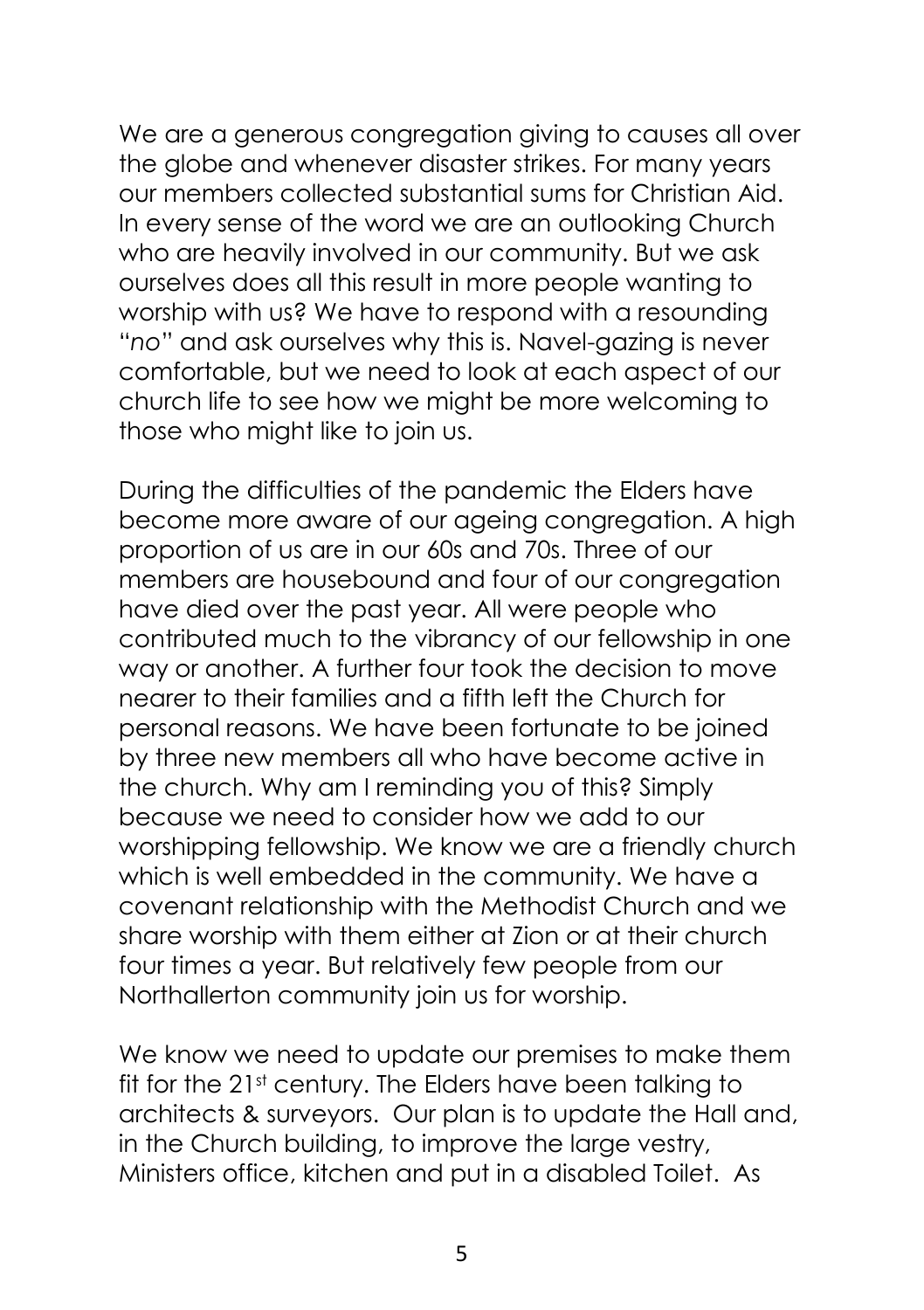We are a generous congregation giving to causes all over the globe and whenever disaster strikes. For many years our members collected substantial sums for Christian Aid. In every sense of the word we are an outlooking Church who are heavily involved in our community. But we ask ourselves does all this result in more people wanting to worship with us? We have to respond with a resounding "*no*" and ask ourselves why this is. Navel-gazing is never comfortable, but we need to look at each aspect of our church life to see how we might be more welcoming to those who might like to join us.

During the difficulties of the pandemic the Elders have become more aware of our ageing congregation. A high proportion of us are in our 60s and 70s. Three of our members are housebound and four of our congregation have died over the past year. All were people who contributed much to the vibrancy of our fellowship in one way or another. A further four took the decision to move nearer to their families and a fifth left the Church for personal reasons. We have been fortunate to be joined by three new members all who have become active in the church. Why am I reminding you of this? Simply because we need to consider how we add to our worshipping fellowship. We know we are a friendly church which is well embedded in the community. We have a covenant relationship with the Methodist Church and we share worship with them either at Zion or at their church four times a year. But relatively few people from our Northallerton community join us for worship.

We know we need to update our premises to make them fit for the 21st century. The Elders have been talking to architects & surveyors. Our plan is to update the Hall and, in the Church building, to improve the large vestry, Ministers office, kitchen and put in a disabled Toilet. As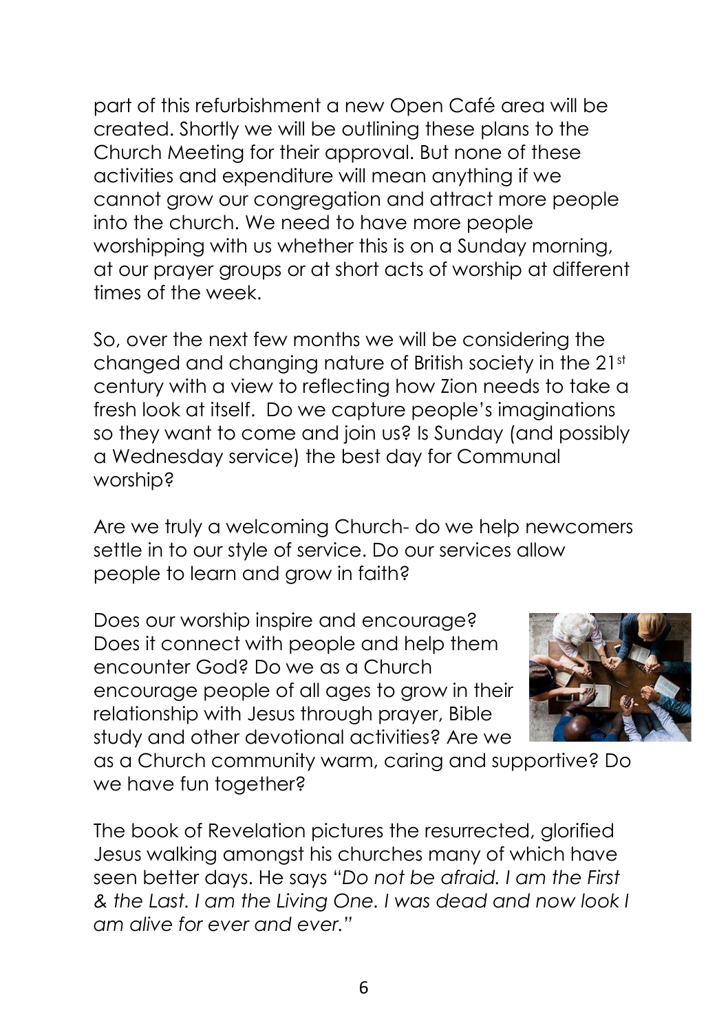part of this refurbishment a new Open Café area will be created. Shortly we will be outlining these plans to the Church Meeting for their approval. But none of these activities and expenditure will mean anything if we cannot grow our congregation and attract more people into the church. We need to have more people worshipping with us whether this is on a Sunday morning, at our prayer groups or at short acts of worship at different times of the week.

So, over the next few months we will be considering the changed and changing nature of British society in the 21st century with a view to reflecting how Zion needs to take a fresh look at itself. Do we capture people's imaginations so they want to come and join us? Is Sunday (and possibly a Wednesday service) the best day for Communal worship?

Are we truly a welcoming Church- do we help newcomers settle in to our style of service. Do our services allow people to learn and grow in faith?

Does our worship inspire and encourage? Does it connect with people and help them encounter God? Do we as a Church encourage people of all ages to grow in their relationship with Jesus through prayer, Bible study and other devotional activities? Are we as a Church community warm, caring and supportive? Do we have fun together?

The book of Revelation pictures the resurrected, glorified Jesus walking amongst his churches many of which have seen better days. He says "*Do not be afraid. I am the First & the Last. I am the Living One. I was dead and now look I am alive for ever and ever.*"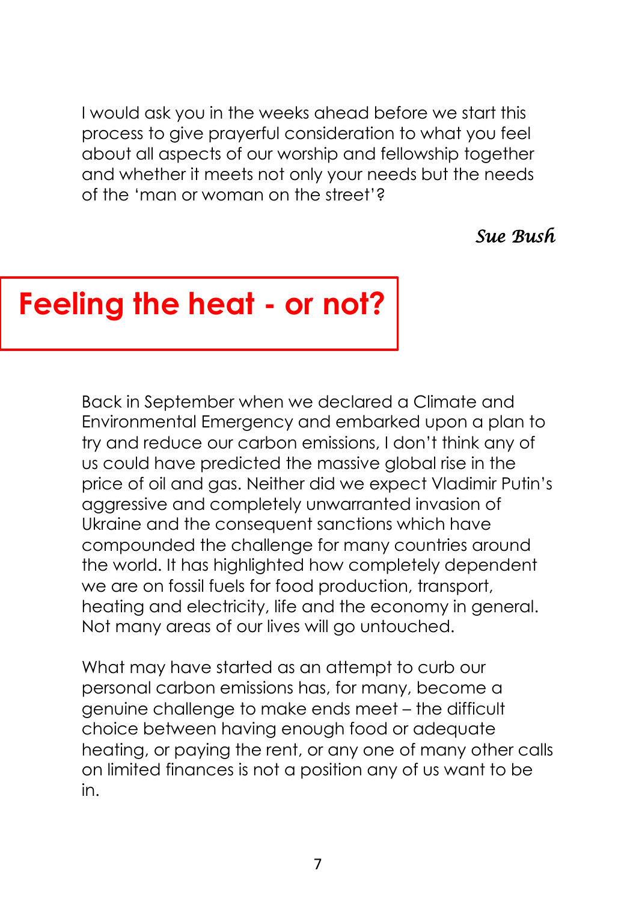I would ask you in the weeks ahead before we start this process to give prayerful consideration to what you feel about all aspects of our worship and fellowship together and whether it meets not only your needs but the needs of the 'man or woman on the street'?

*Sue Bush*

# Feeling the heat - or not?

Back in September when we declared a Climate and Environmental Emergency and embarked upon a plan to try and reduce our carbon emissions, I don't think any of us could have predicted the massive global rise in the price of oil and gas. Neither did we expect Vladimir Putin's aggressive and completely unwarranted invasion of Ukraine and the consequent sanctions which have compounded the challenge for many countries around the world. It has highlighted how completely dependent we are on fossil fuels for food production, transport, heating and electricity, life and the economy in general. Not many areas of our lives will go untouched.

What may have started as an attempt to curb our personal carbon emissions has, for many, become a genuine challenge to make ends meet – the difficult choice between having enough food or adequate heating, or paying the rent, or any one of many other calls on limited finances is not a position any of us want to be in.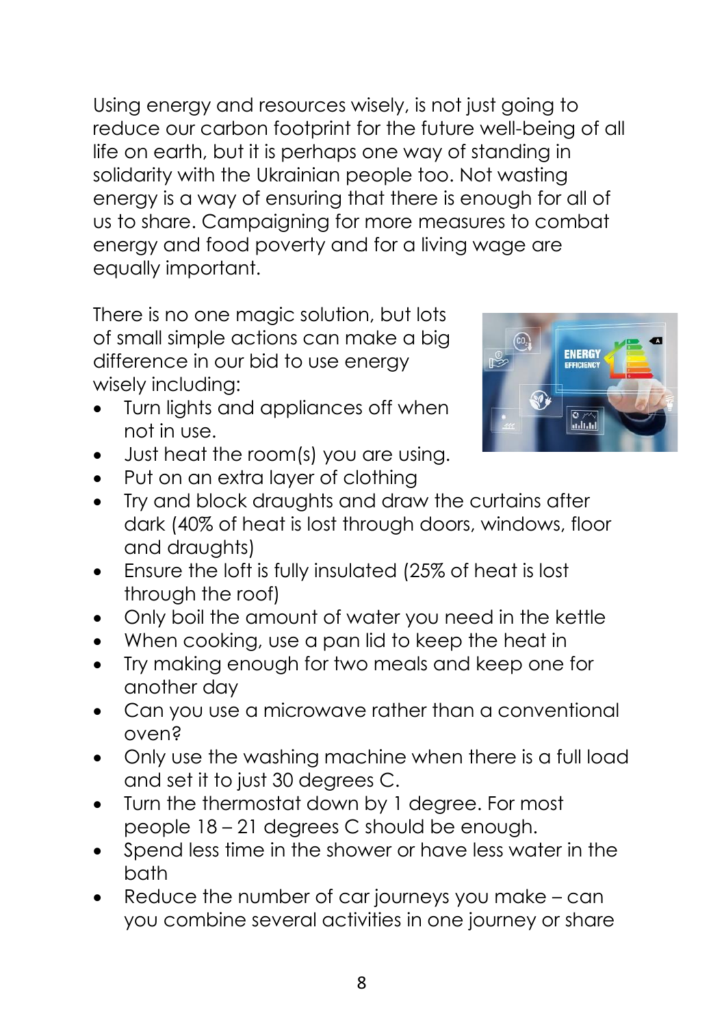Using energy and resources wisely, is not just going to reduce our carbon footprint for the future well-being of all life on earth, but it is perhaps one way of standing in solidarity with the Ukrainian people too. Not wasting energy is a way of ensuring that there is enough for all of us to share. Campaigning for more measures to combat energy and food poverty and for a living wage are equally important.

There is no one magic solution, but lots of small simple actions can make a big difference in our bid to use energy wisely including:

- Turn lights and appliances off when not in use.
- Just heat the room(s) you are using.
- Put on an extra layer of clothing
- Try and block draughts and draw the curtains after dark (40% of heat is lost through doors, windows, floor and draughts)
- Ensure the loft is fully insulated (25% of heat is lost through the roof)
- Only boil the amount of water you need in the kettle
- When cooking, use a pan lid to keep the heat in
- Try making enough for two meals and keep one for another day
- Can you use a microwave rather than a conventional oven?
- Only use the washing machine when there is a full load and set it to just 30 degrees C.
- Turn the thermostat down by 1 degree. For most people 18 – 21 degrees C should be enough.
- Spend less time in the shower or have less water in the bath
- Reduce the number of car journeys you make – can you combine several activities in one journey or share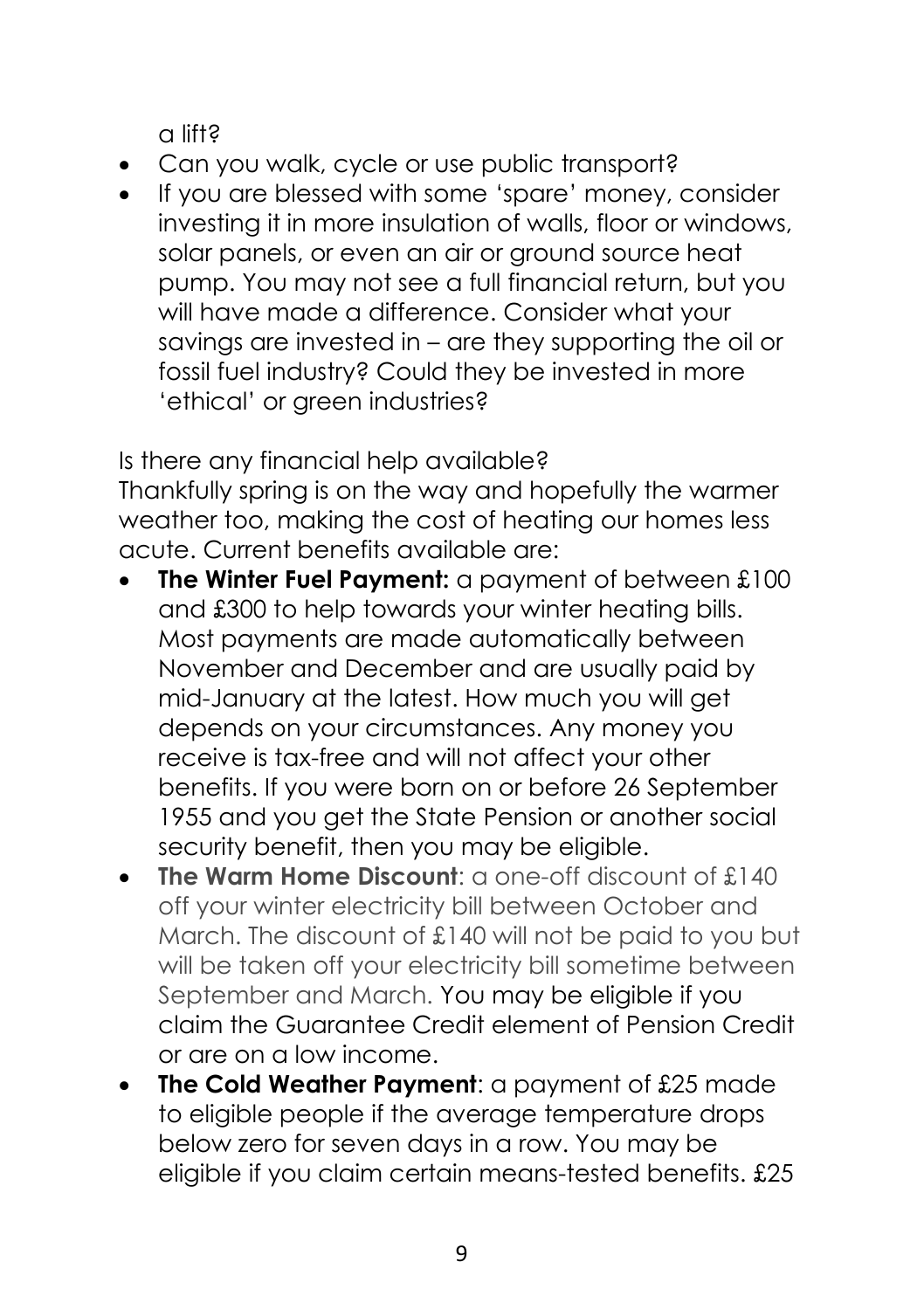a lift?

- Can you walk, cycle or use public transport?
- If you are blessed with some 'spare' money, consider investing it in more insulation of walls, floor or windows, solar panels, or even an air or ground source heat pump. You may not see a full financial return, but you will have made a difference. Consider what your savings are invested in – are they supporting the oil or fossil fuel industry? Could they be invested in more 'ethical' or green industries?

Is there any financial help available?

Thankfully spring is on the way and hopefully the warmer weather too, making the cost of heating our homes less acute. Current benefits available are:

- **The Winter Fuel Payment:** a payment of between £100 and £300 to help towards your winter heating bills. Most payments are made automatically between November and December and are usually paid by mid-January at the latest. How much you will get depends on your circumstances. Any money you receive is tax-free and will not affect your other benefits. If you were born on or before 26 September 1955 and you get the State Pension or another social security benefit, then you may be eligible.
- **The Warm Home Discount**: a one-off discount of £140 off your winter electricity bill between October and March. The discount of £140 will not be paid to you but will be taken off your electricity bill sometime between September and March. You may be eligible if you claim the Guarantee Credit element of Pension Credit or are on a low income.
- **The Cold Weather Payment**: a payment of £25 made to eligible people if the average temperature drops below zero for seven days in a row. You may be eligible if you claim certain means-tested benefits. £25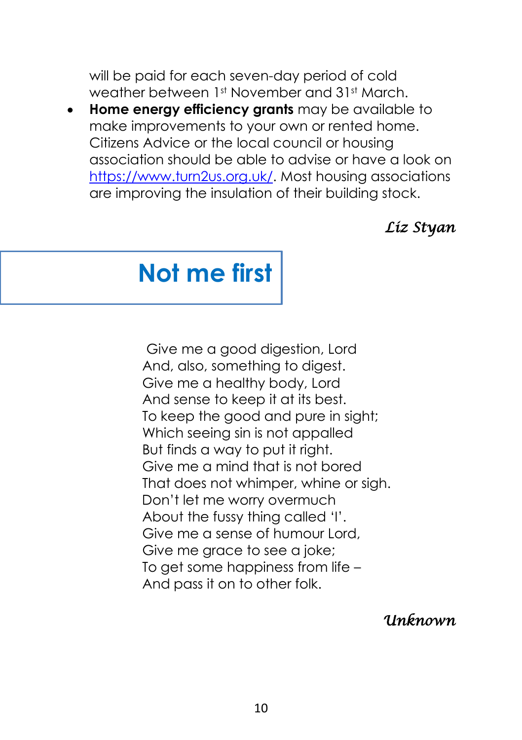will be paid for each seven-day period of cold weather between 1st November and 31st March.

- **Home energy efficiency grants** may be available to make improvements to your own or rented home. Citizens Advice or the local council or housing association should be able to advise or have a look on [https://www.turn2us.org.uk/](https://www.turn2us.org.uk/). Most housing associations are improving the insulation of their building stock.

*Liz Styan*

## Not me first

Give me a good digestion, Lord  
And, also, something to digest.  
Give me a healthy body, Lord  
And sense to keep it at its best.  
To keep the good and pure in sight;  
Which seeing sin is not appalled  
But finds a way to put it right.  
Give me a mind that is not bored  
That does not whimper, whine or sigh.  
Don't let me worry overmuch  
About the fussy thing called 'I'.  
Give me a sense of humour Lord,  
Give me grace to see a joke;  
To get some happiness from life –  
And pass it on to other folk.

*Unknown*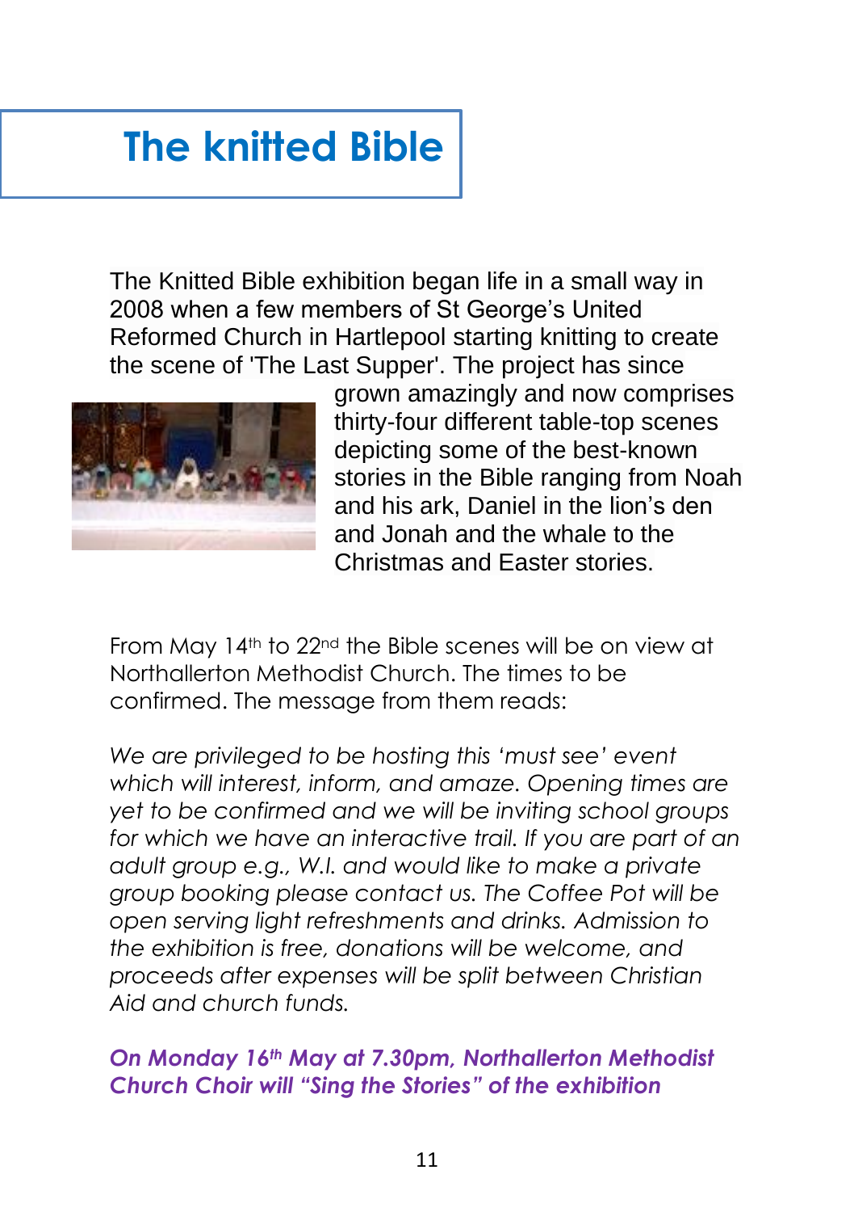# The knitted Bible

The Knitted Bible exhibition began life in a small way in 2008 when a few members of St George's United Reformed Church in Hartlepool starting knitting to create the scene of 'The Last Supper'. The project has since grown amazingly and now comprises thirty-four different table-top scenes depicting some of the best-known stories in the Bible ranging from Noah and his ark, Daniel in the lion's den and Jonah and the whale to the Christmas and Easter stories.

From May 14th to 22nd the Bible scenes will be on view at Northallerton Methodist Church. The times to be confirmed. The message from them reads:

*We are privileged to be hosting this 'must see' event which will interest, inform, and amaze. Opening times are yet to be confirmed and we will be inviting school groups for which we have an interactive trail. If you are part of an adult group e.g., W.I. and would like to make a private group booking please contact us. The Coffee Pot will be open serving light refreshments and drinks. Admission to the exhibition is free, donations will be welcome, and proceeds after expenses will be split between Christian Aid and church funds.*

***On Monday 16th May at 7.30pm, Northallerton Methodist Church Choir will "Sing the Stories" of the exhibition***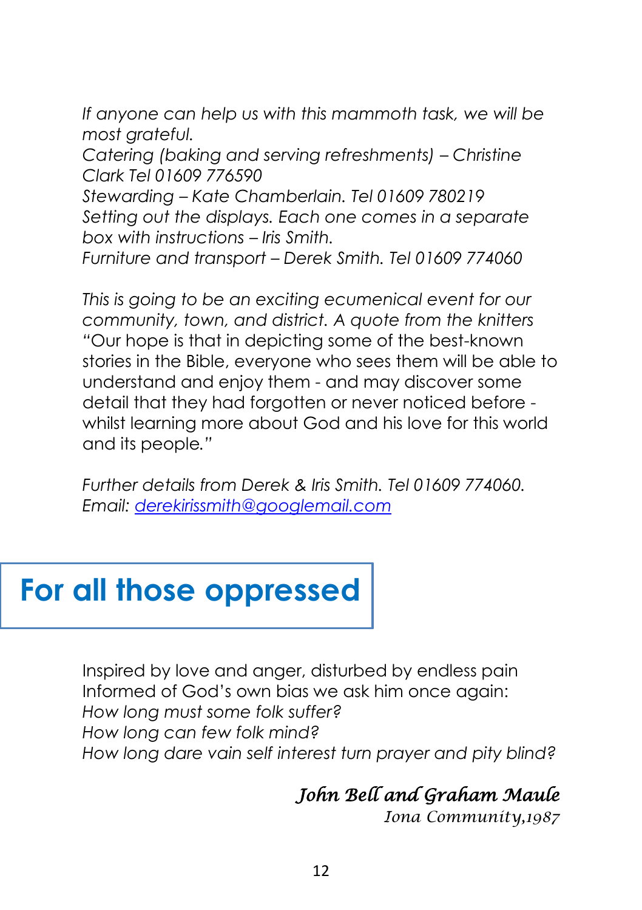*If anyone can help us with this mammoth task, we will be most grateful.*
*Catering (baking and serving refreshments) – Christine Clark Tel 01609 776590*
*Stewarding – Kate Chamberlain. Tel 01609 780219*
*Setting out the displays. Each one comes in a separate box with instructions – Iris Smith.*
*Furniture and transport – Derek Smith. Tel 01609 774060*

*This is going to be an exciting ecumenical event for our community, town, and district. A quote from the knitters* "Our hope is that in depicting some of the best-known stories in the Bible, everyone who sees them will be able to understand and enjoy them - and may discover some detail that they had forgotten or never noticed before - whilst learning more about God and his love for this world and its people."

*Further details from Derek & Iris Smith. Tel 01609 774060. Email: derekirissmith@googlemail.com*

# For all those oppressed

Inspired by love and anger, disturbed by endless pain
Informed of God's own bias we ask him once again:
*How long must some folk suffer?*
*How long can few folk mind?*
*How long dare vain self interest turn prayer and pity blind?*

*John Bell and Graham Maule*
*Iona Community,1987*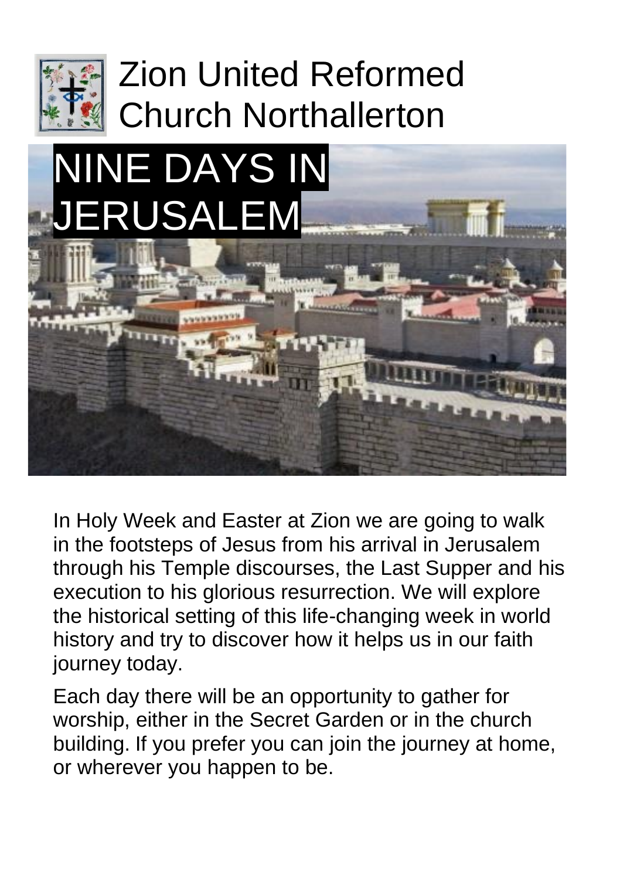# Zion United Reformed Church Northallerton

## NINE DAYS IN JERUSALEM

In Holy Week and Easter at Zion we are going to walk in the footsteps of Jesus from his arrival in Jerusalem through his Temple discourses, the Last Supper and his execution to his glorious resurrection. We will explore the historical setting of this life-changing week in world history and try to discover how it helps us in our faith journey today.

Each day there will be an opportunity to gather for worship, either in the Secret Garden or in the church building. If you prefer you can join the journey at home, or wherever you happen to be.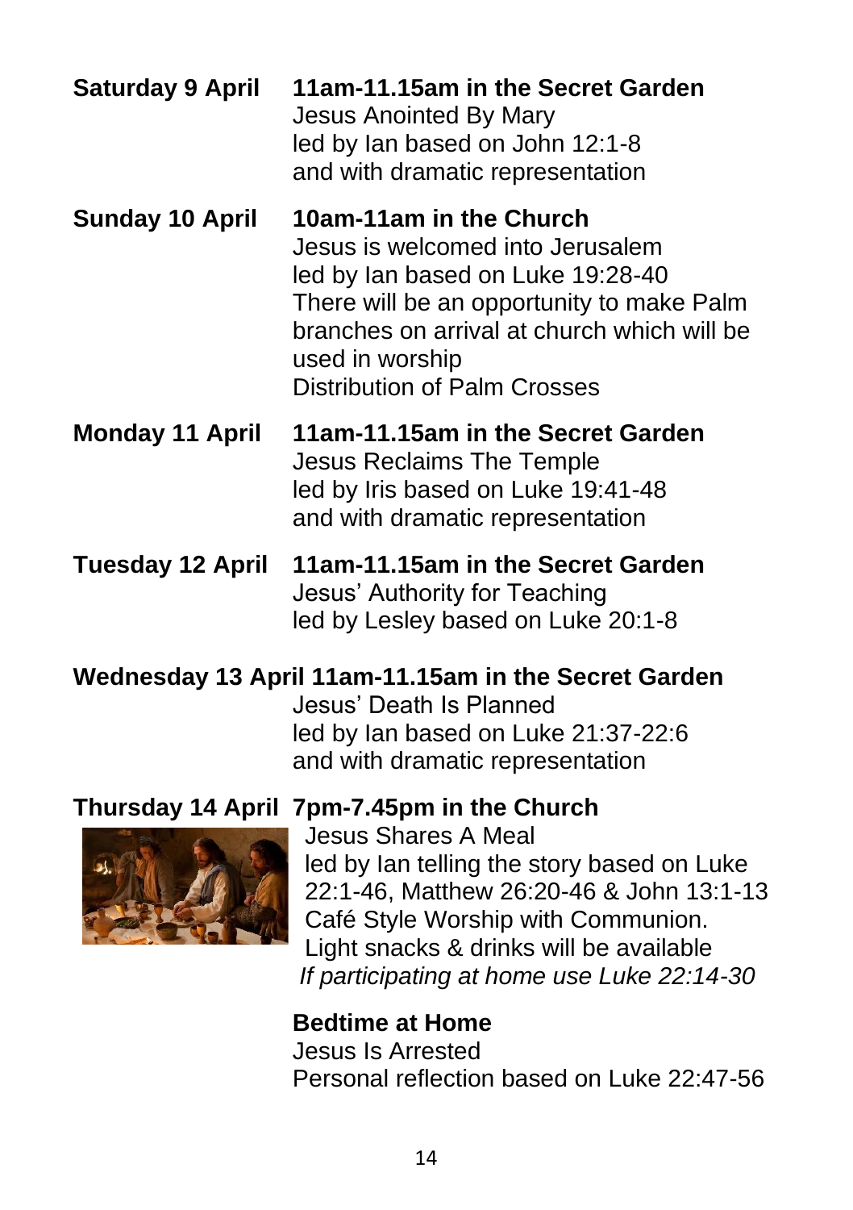**Saturday 9 April** **11am-11.15am in the Secret Garden**
Jesus Anointed By Mary
led by Ian based on John 12:1-8
and with dramatic representation

**Sunday 10 April** **10am-11am in the Church**
Jesus is welcomed into Jerusalem
led by Ian based on Luke 19:28-40
There will be an opportunity to make Palm branches on arrival at church which will be used in worship
Distribution of Palm Crosses

**Monday 11 April** **11am-11.15am in the Secret Garden**
Jesus Reclaims The Temple
led by Iris based on Luke 19:41-48
and with dramatic representation

**Tuesday 12 April** **11am-11.15am in the Secret Garden**
Jesus' Authority for Teaching
led by Lesley based on Luke 20:1-8

**Wednesday 13 April 11am-11.15am in the Secret Garden**
Jesus' Death Is Planned
led by Ian based on Luke 21:37-22:6
and with dramatic representation

**Thursday 14 April** **7pm-7.45pm in the Church**
Jesus Shares A Meal
led by Ian telling the story based on Luke 22:1-46, Matthew 26:20-46 & John 13:1-13
Café Style Worship with Communion.
Light snacks & drinks will be available
*If participating at home use Luke 22:14-30*

**Bedtime at Home**
Jesus Is Arrested
Personal reflection based on Luke 22:47-56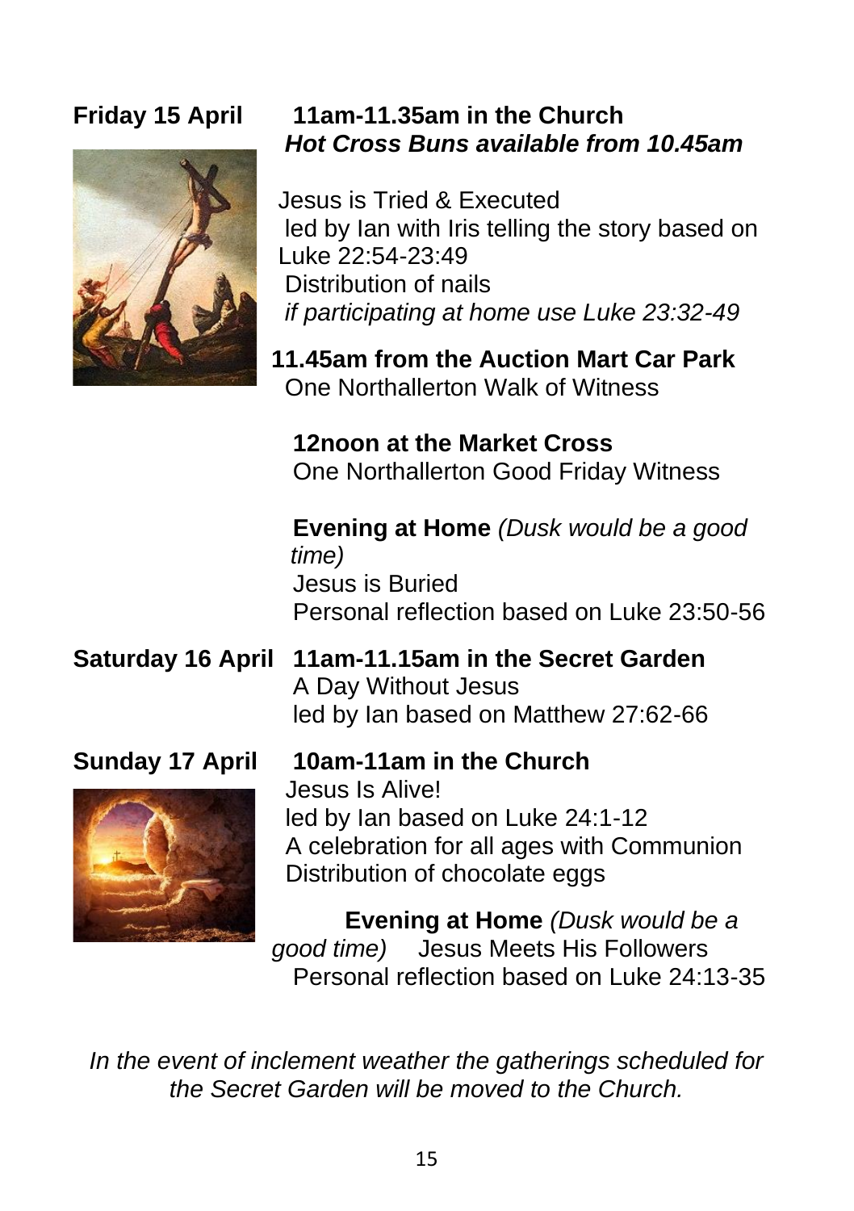**Friday 15 April** **11am-11.35am in the Church**
***Hot Cross Buns available from 10.45am***

Jesus is Tried & Executed
led by Ian with Iris telling the story based on Luke 22:54-23:49
Distribution of nails
*if participating at home use Luke 23:32-49*

**11.45am from the Auction Mart Car Park**
One Northallerton Walk of Witness

**12noon at the Market Cross**
One Northallerton Good Friday Witness

**Evening at Home** *(Dusk would be a good time)*
Jesus is Buried
Personal reflection based on Luke 23:50-56

**Saturday 16 April** **11am-11.15am in the Secret Garden**
A Day Without Jesus
led by Ian based on Matthew 27:62-66

**Sunday 17 April** **10am-11am in the Church**
Jesus Is Alive!
led by Ian based on Luke 24:1-12
A celebration for all ages with Communion
Distribution of chocolate eggs

**Evening at Home** *(Dusk would be a good time)* Jesus Meets His Followers
Personal reflection based on Luke 24:13-35

*In the event of inclement weather the gatherings scheduled for the Secret Garden will be moved to the Church.*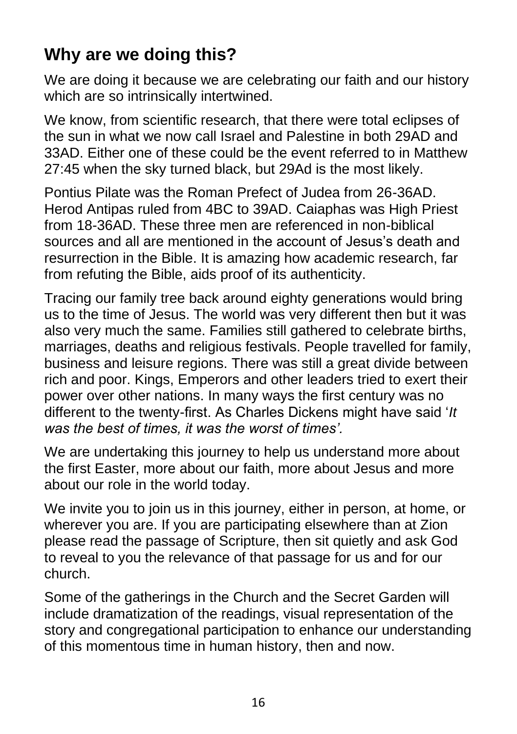## Why are we doing this?

We are doing it because we are celebrating our faith and our history which are so intrinsically intertwined.

We know, from scientific research, that there were total eclipses of the sun in what we now call Israel and Palestine in both 29AD and 33AD. Either one of these could be the event referred to in Matthew 27:45 when the sky turned black, but 29Ad is the most likely.

Pontius Pilate was the Roman Prefect of Judea from 26-36AD. Herod Antipas ruled from 4BC to 39AD. Caiaphas was High Priest from 18-36AD. These three men are referenced in non-biblical sources and all are mentioned in the account of Jesus's death and resurrection in the Bible. It is amazing how academic research, far from refuting the Bible, aids proof of its authenticity.

Tracing our family tree back around eighty generations would bring us to the time of Jesus. The world was very different then but it was also very much the same. Families still gathered to celebrate births, marriages, deaths and religious festivals. People travelled for family, business and leisure regions. There was still a great divide between rich and poor. Kings, Emperors and other leaders tried to exert their power over other nations. In many ways the first century was no different to the twenty-first. As Charles Dickens might have said '*It was the best of times, it was the worst of times'.*

We are undertaking this journey to help us understand more about the first Easter, more about our faith, more about Jesus and more about our role in the world today.

We invite you to join us in this journey, either in person, at home, or wherever you are. If you are participating elsewhere than at Zion please read the passage of Scripture, then sit quietly and ask God to reveal to you the relevance of that passage for us and for our church.

Some of the gatherings in the Church and the Secret Garden will include dramatization of the readings, visual representation of the story and congregational participation to enhance our understanding of this momentous time in human history, then and now.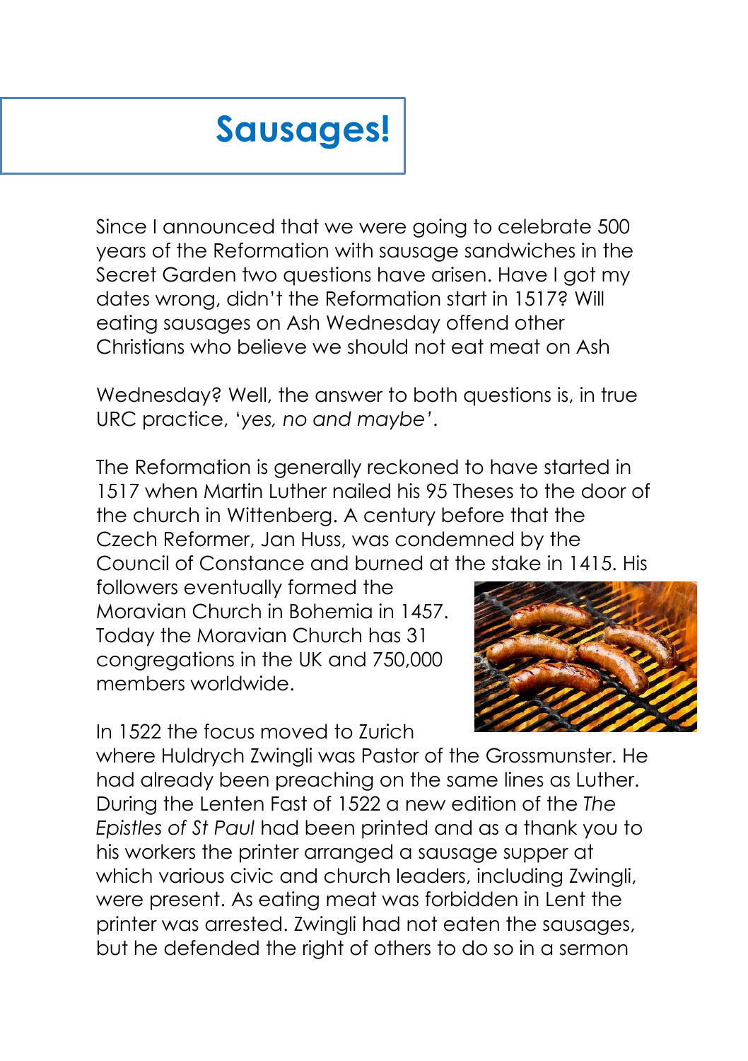# Sausages!

Since I announced that we were going to celebrate 500 years of the Reformation with sausage sandwiches in the Secret Garden two questions have arisen. Have I got my dates wrong, didn't the Reformation start in 1517? Will eating sausages on Ash Wednesday offend other Christians who believe we should not eat meat on Ash

Wednesday? Well, the answer to both questions is, in true URC practice, '*yes, no and maybe*'.

The Reformation is generally reckoned to have started in 1517 when Martin Luther nailed his 95 Theses to the door of the church in Wittenberg. A century before that the Czech Reformer, Jan Huss, was condemned by the Council of Constance and burned at the stake in 1415. His followers eventually formed the Moravian Church in Bohemia in 1457. Today the Moravian Church has 31 congregations in the UK and 750,000 members worldwide.

In 1522 the focus moved to Zurich where Huldrych Zwingli was Pastor of the Grossmunster. He had already been preaching on the same lines as Luther. During the Lenten Fast of 1522 a new edition of the *The Epistles of St Paul* had been printed and as a thank you to his workers the printer arranged a sausage supper at which various civic and church leaders, including Zwingli, were present. As eating meat was forbidden in Lent the printer was arrested. Zwingli had not eaten the sausages, but he defended the right of others to do so in a sermon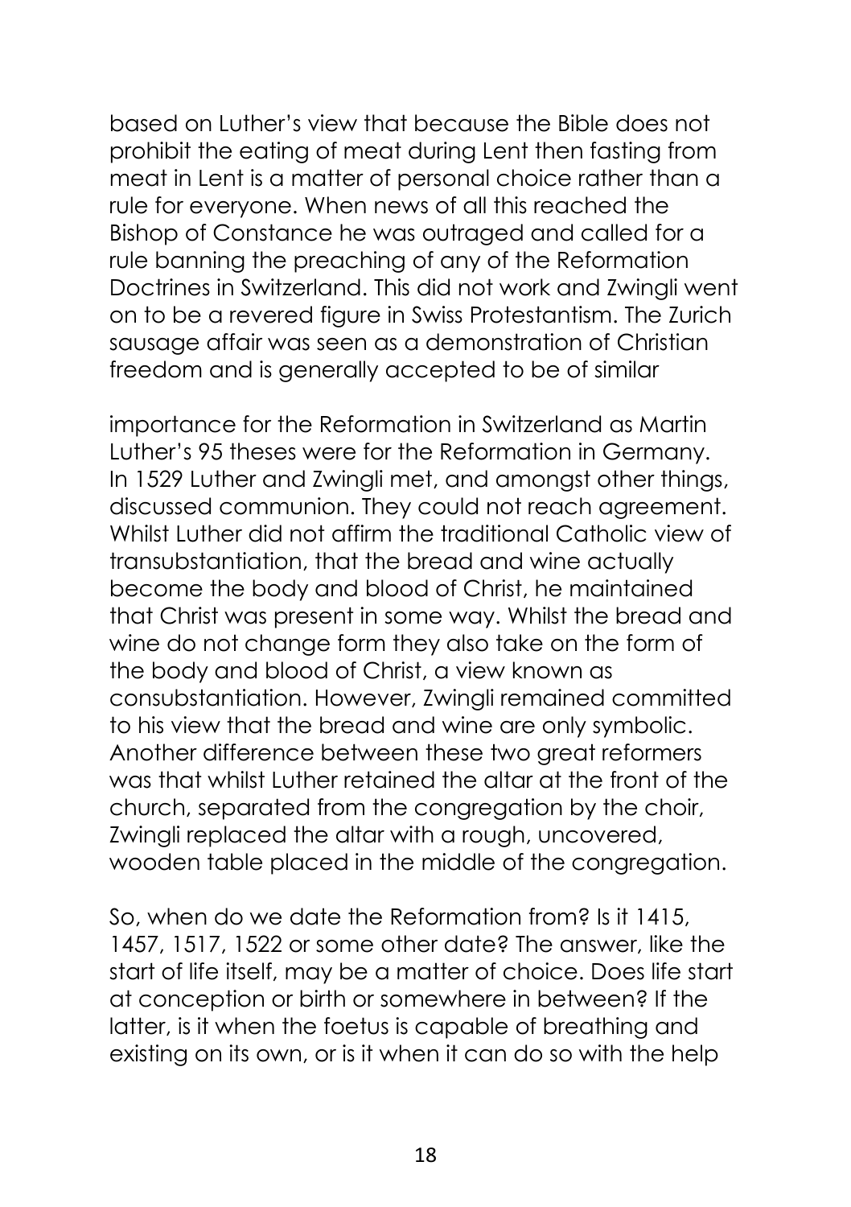based on Luther's view that because the Bible does not prohibit the eating of meat during Lent then fasting from meat in Lent is a matter of personal choice rather than a rule for everyone. When news of all this reached the Bishop of Constance he was outraged and called for a rule banning the preaching of any of the Reformation Doctrines in Switzerland. This did not work and Zwingli went on to be a revered figure in Swiss Protestantism. The Zurich sausage affair was seen as a demonstration of Christian freedom and is generally accepted to be of similar importance for the Reformation in Switzerland as Martin Luther's 95 theses were for the Reformation in Germany. In 1529 Luther and Zwingli met, and amongst other things, discussed communion. They could not reach agreement. Whilst Luther did not affirm the traditional Catholic view of transubstantiation, that the bread and wine actually become the body and blood of Christ, he maintained that Christ was present in some way. Whilst the bread and wine do not change form they also take on the form of the body and blood of Christ, a view known as consubstantiation. However, Zwingli remained committed to his view that the bread and wine are only symbolic. Another difference between these two great reformers was that whilst Luther retained the altar at the front of the church, separated from the congregation by the choir, Zwingli replaced the altar with a rough, uncovered, wooden table placed in the middle of the congregation.

So, when do we date the Reformation from? Is it 1415, 1457, 1517, 1522 or some other date? The answer, like the start of life itself, may be a matter of choice. Does life start at conception or birth or somewhere in between? If the latter, is it when the foetus is capable of breathing and existing on its own, or is it when it can do so with the help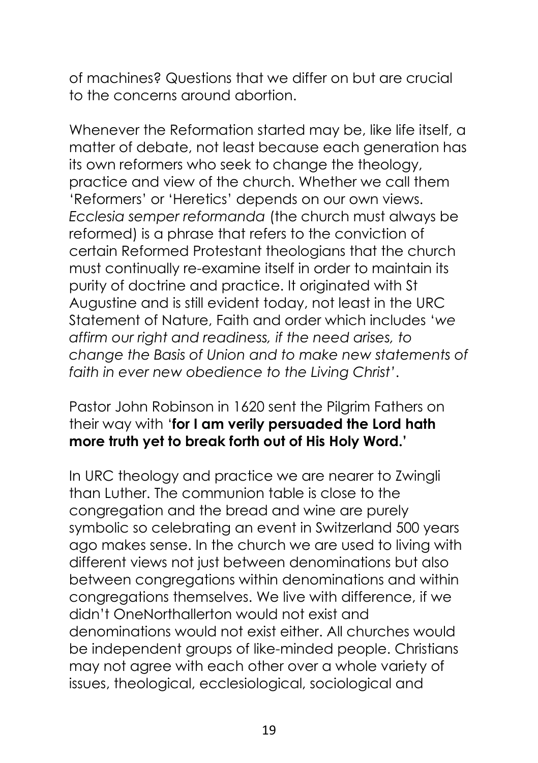of machines? Questions that we differ on but are crucial to the concerns around abortion.

Whenever the Reformation started may be, like life itself, a matter of debate, not least because each generation has its own reformers who seek to change the theology, practice and view of the church. Whether we call them 'Reformers' or 'Heretics' depends on our own views. *Ecclesia semper reformanda* (the church must always be reformed) is a phrase that refers to the conviction of certain Reformed Protestant theologians that the church must continually re-examine itself in order to maintain its purity of doctrine and practice. It originated with St Augustine and is still evident today, not least in the URC Statement of Nature, Faith and order which includes '*we affirm our right and readiness, if the need arises, to change the Basis of Union and to make new statements of faith in ever new obedience to the Living Christ*'.

Pastor John Robinson in 1620 sent the Pilgrim Fathers on their way with '**for I am verily persuaded the Lord hath more truth yet to break forth out of His Holy Word.**'

In URC theology and practice we are nearer to Zwingli than Luther. The communion table is close to the congregation and the bread and wine are purely symbolic so celebrating an event in Switzerland 500 years ago makes sense. In the church we are used to living with different views not just between denominations but also between congregations within denominations and within congregations themselves. We live with difference, if we didn't OneNorthallerton would not exist and denominations would not exist either. All churches would be independent groups of like-minded people. Christians may not agree with each other over a whole variety of issues, theological, ecclesiological, sociological and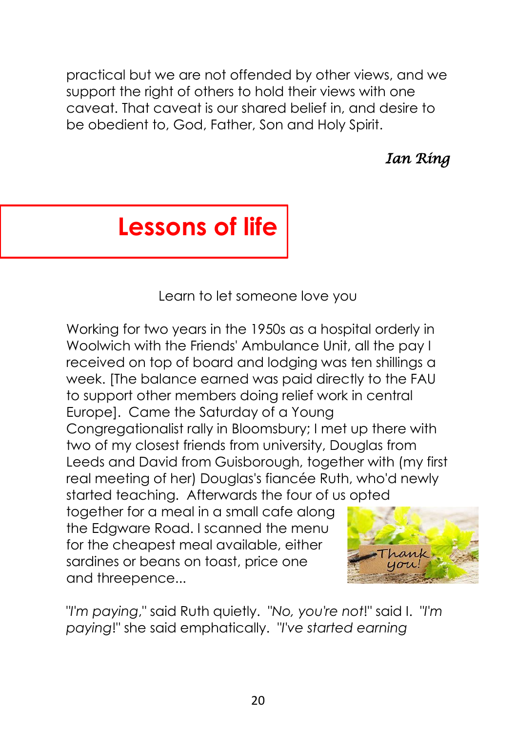practical but we are not offended by other views, and we support the right of others to hold their views with one caveat. That caveat is our shared belief in, and desire to be obedient to, God, Father, Son and Holy Spirit.

*Ian Ring*

# Lessons of life

Learn to let someone love you

Working for two years in the 1950s as a hospital orderly in Woolwich with the Friends' Ambulance Unit, all the pay I received on top of board and lodging was ten shillings a week. [The balance earned was paid directly to the FAU to support other members doing relief work in central Europe]. Came the Saturday of a Young Congregationalist rally in Bloomsbury; I met up there with two of my closest friends from university, Douglas from Leeds and David from Guisborough, together with (my first real meeting of her) Douglas's fiancée Ruth, who'd newly started teaching. Afterwards the four of us opted together for a meal in a small cafe along the Edgware Road. I scanned the menu for the cheapest meal available, either sardines or beans on toast, price one and threepence...

"*I'm paying*," said Ruth quietly. "*No, you're not*!" said I. "*I'm paying*!" she said emphatically. "*I've started earning*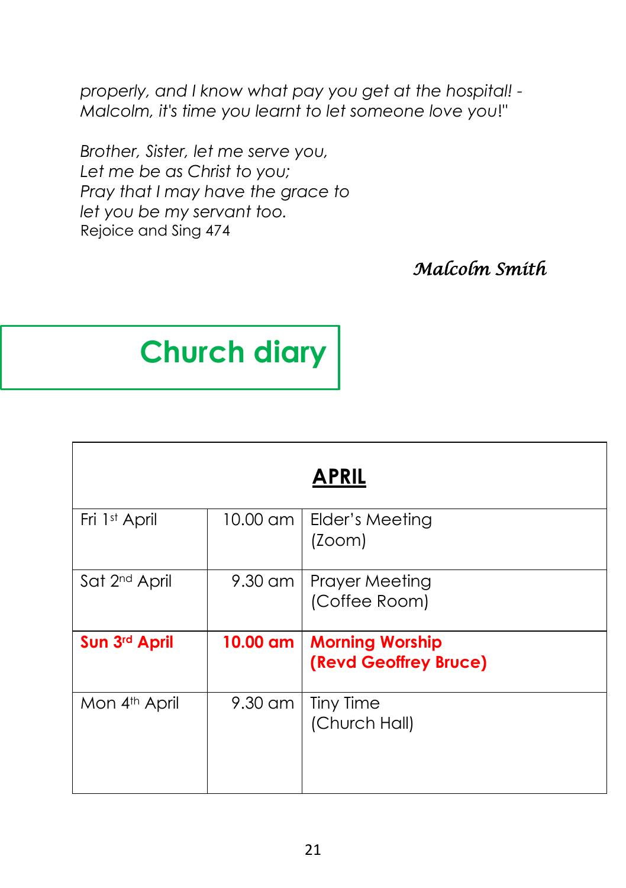*properly, and I know what pay you get at the hospital! - Malcolm, it's time you learnt to let someone love you!"*

*Brother, Sister, let me serve you,*
*Let me be as Christ to you;*
*Pray that I may have the grace to*
*let you be my servant too.*
Rejoice and Sing 474

*Malcolm Smith*

# Church diary

| **APRIL** | | |
|---|---|---|
| Fri 1st April | 10.00 am | Elder's Meeting (Zoom) |
| Sat 2nd April | 9.30 am | Prayer Meeting (Coffee Room) |
| **Sun 3rd April** | **10.00 am** | **Morning Worship (Revd Geoffrey Bruce)** |
| Mon 4th April | 9.30 am | Tiny Time (Church Hall) |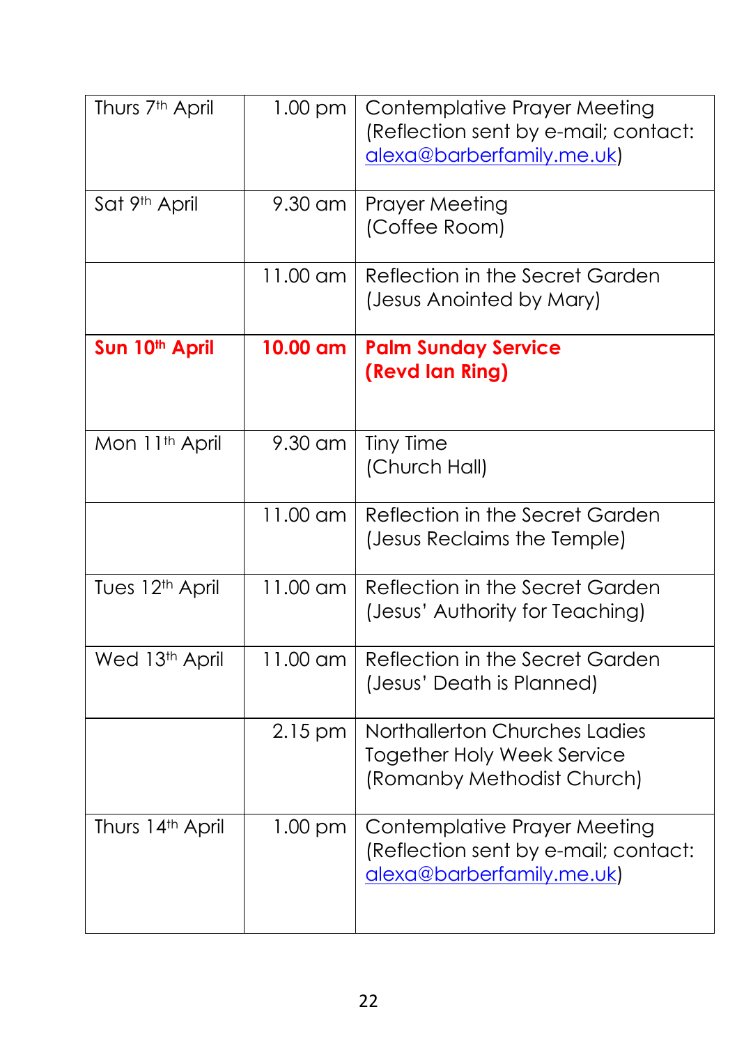| | | |
|---|---|---|
| Thurs 7th April | 1.00 pm | Contemplative Prayer Meeting (Reflection sent by e-mail; contact: alexa@barberfamily.me.uk) |
| Sat 9th April | 9.30 am | Prayer Meeting (Coffee Room) |
| | 11.00 am | Reflection in the Secret Garden (Jesus Anointed by Mary) |
| **Sun 10th April** | **10.00 am** | **Palm Sunday Service (Revd Ian Ring)** |
| Mon 11th April | 9.30 am | Tiny Time (Church Hall) |
| | 11.00 am | Reflection in the Secret Garden (Jesus Reclaims the Temple) |
| Tues 12th April | 11.00 am | Reflection in the Secret Garden (Jesus' Authority for Teaching) |
| Wed 13th April | 11.00 am | Reflection in the Secret Garden (Jesus' Death is Planned) |
| | 2.15 pm | Northallerton Churches Ladies Together Holy Week Service (Romanby Methodist Church) |
| Thurs 14th April | 1.00 pm | Contemplative Prayer Meeting (Reflection sent by e-mail; contact: alexa@barberfamily.me.uk) |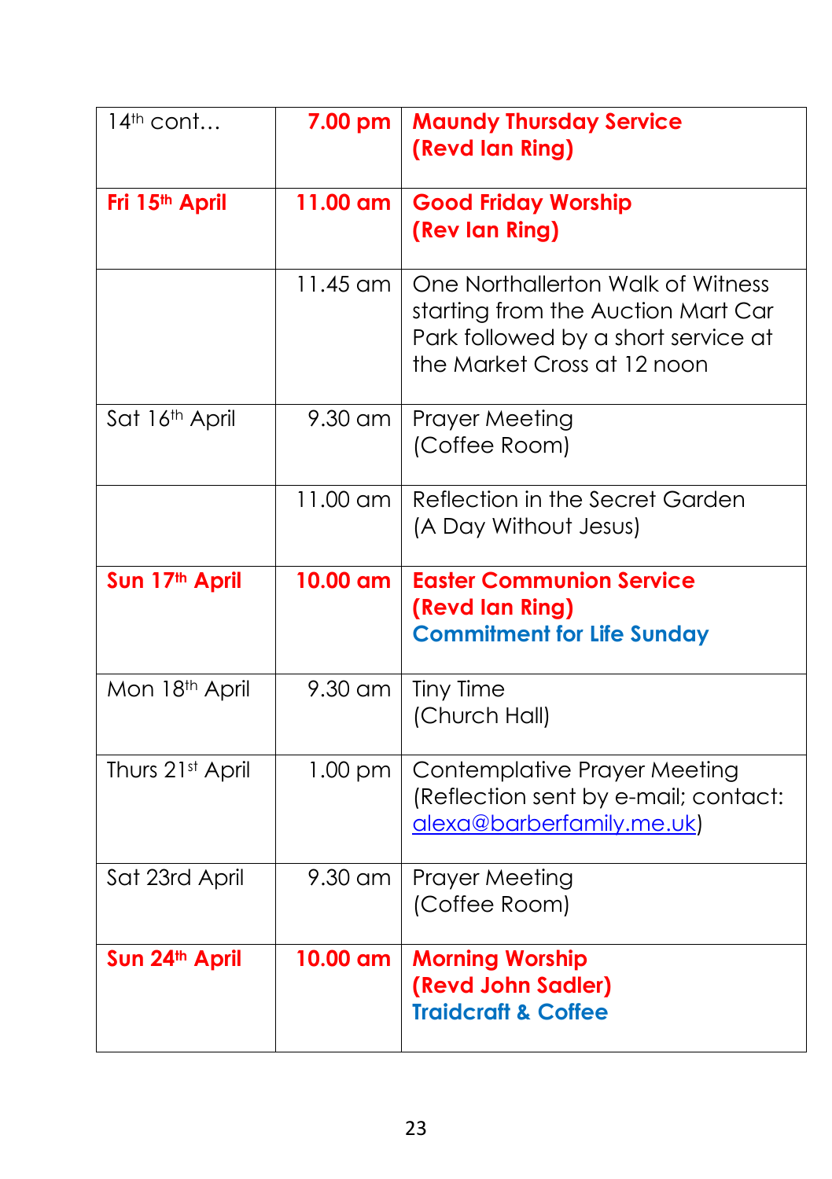| 14th cont… | **7.00 pm** | **Maundy Thursday Service (Revd Ian Ring)** |
|---|---|---|
| **Fri 15th April** | **11.00 am** | **Good Friday Worship (Rev Ian Ring)** |
| | 11.45 am | One Northallerton Walk of Witness starting from the Auction Mart Car Park followed by a short service at the Market Cross at 12 noon |
| Sat 16th April | 9.30 am | Prayer Meeting (Coffee Room) |
| | 11.00 am | Reflection in the Secret Garden (A Day Without Jesus) |
| **Sun 17th April** | **10.00 am** | **Easter Communion Service (Revd Ian Ring)** **Commitment for Life Sunday** |
| Mon 18th April | 9.30 am | Tiny Time (Church Hall) |
| Thurs 21st April | 1.00 pm | Contemplative Prayer Meeting (Reflection sent by e-mail; contact: alexa@barberfamily.me.uk) |
| Sat 23rd April | 9.30 am | Prayer Meeting (Coffee Room) |
| **Sun 24th April** | **10.00 am** | **Morning Worship (Revd John Sadler)** **Traidcraft & Coffee** |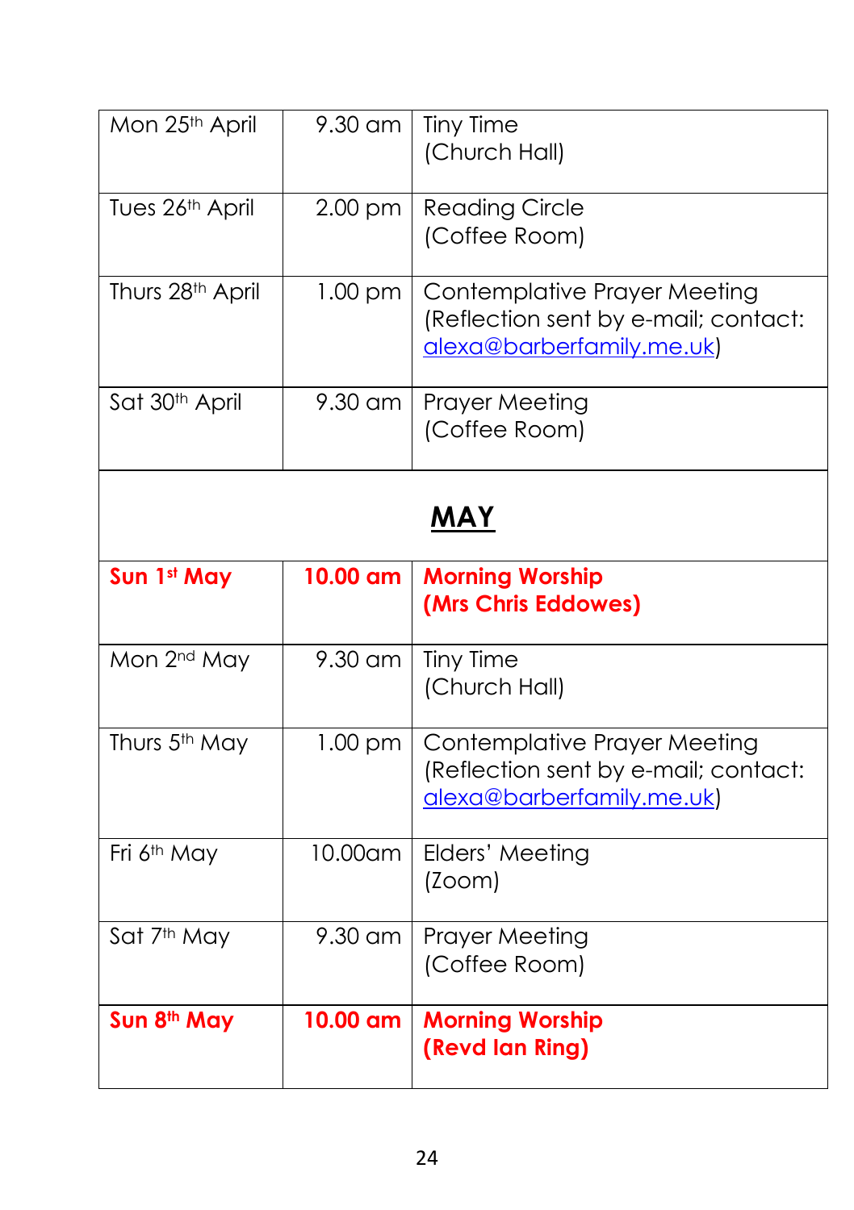| Mon 25th April | 9.30 am | Tiny Time (Church Hall) |
|---|---|---|
| Tues 26th April | 2.00 pm | Reading Circle (Coffee Room) |
| Thurs 28th April | 1.00 pm | Contemplative Prayer Meeting (Reflection sent by e-mail; contact: alexa@barberfamily.me.uk) |
| Sat 30th April | 9.30 am | Prayer Meeting (Coffee Room) |
| | **MAY** | |
| **Sun 1st May** | **10.00 am** | **Morning Worship (Mrs Chris Eddowes)** |
| Mon 2nd May | 9.30 am | Tiny Time (Church Hall) |
| Thurs 5th May | 1.00 pm | Contemplative Prayer Meeting (Reflection sent by e-mail; contact: alexa@barberfamily.me.uk) |
| Fri 6th May | 10.00am | Elders' Meeting (Zoom) |
| Sat 7th May | 9.30 am | Prayer Meeting (Coffee Room) |
| **Sun 8th May** | **10.00 am** | **Morning Worship (Revd Ian Ring)** |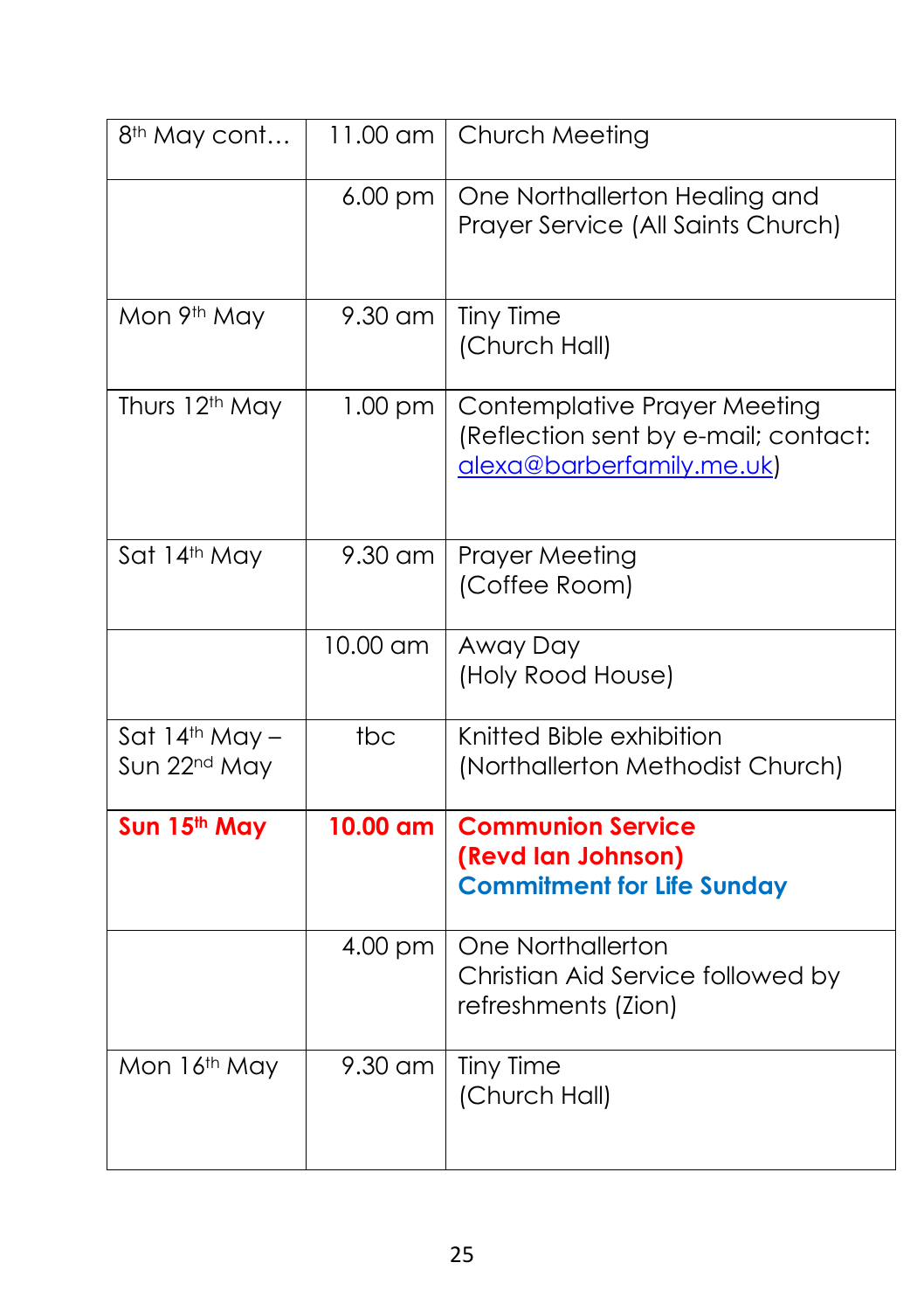| 8th May cont… | 11.00 am | Church Meeting |
|---|---|---|
| | 6.00 pm | One Northallerton Healing and Prayer Service (All Saints Church) |
| Mon 9th May | 9.30 am | Tiny Time<br>(Church Hall) |
| Thurs 12th May | 1.00 pm | Contemplative Prayer Meeting<br>(Reflection sent by e-mail; contact: alexa@barberfamily.me.uk) |
| Sat 14th May | 9.30 am | Prayer Meeting<br>(Coffee Room) |
| | 10.00 am | Away Day<br>(Holy Rood House) |
| Sat 14th May – Sun 22nd May | tbc | Knitted Bible exhibition<br>(Northallerton Methodist Church) |
| **Sun 15th May** | **10.00 am** | **Communion Service<br>(Revd Ian Johnson)<br>Commitment for Life Sunday** |
| | 4.00 pm | One Northallerton<br>Christian Aid Service followed by refreshments (Zion) |
| Mon 16th May | 9.30 am | Tiny Time<br>(Church Hall) |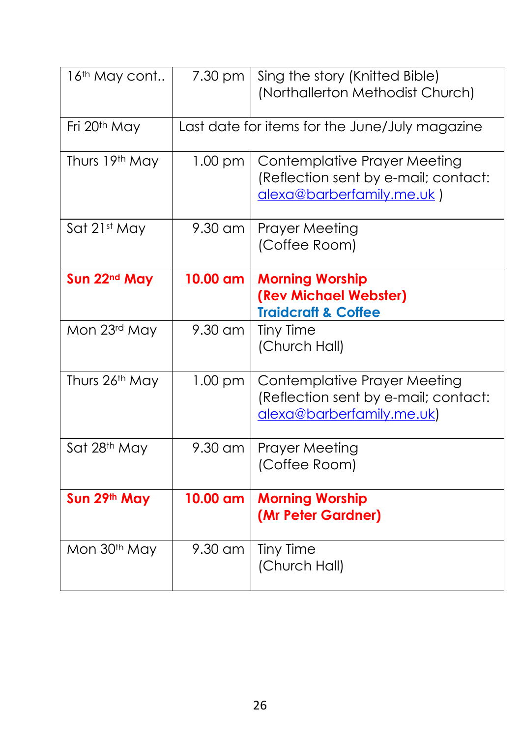| 16th May cont.. | 7.30 pm | Sing the story (Knitted Bible) (Northallerton Methodist Church) |
|---|---|---|
| Fri 20th May | Last date for items for the June/July magazine | |
| Thurs 19th May | 1.00 pm | Contemplative Prayer Meeting (Reflection sent by e-mail; contact: alexa@barberfamily.me.uk ) |
| Sat 21st May | 9.30 am | Prayer Meeting (Coffee Room) |
| **Sun 22nd May** | **10.00 am** | **Morning Worship (Rev Michael Webster) Traidcraft & Coffee** |
| Mon 23rd May | 9.30 am | Tiny Time (Church Hall) |
| Thurs 26th May | 1.00 pm | Contemplative Prayer Meeting (Reflection sent by e-mail; contact: alexa@barberfamily.me.uk) |
| Sat 28th May | 9.30 am | Prayer Meeting (Coffee Room) |
| **Sun 29th May** | **10.00 am** | **Morning Worship (Mr Peter Gardner)** |
| Mon 30th May | 9.30 am | Tiny Time (Church Hall) |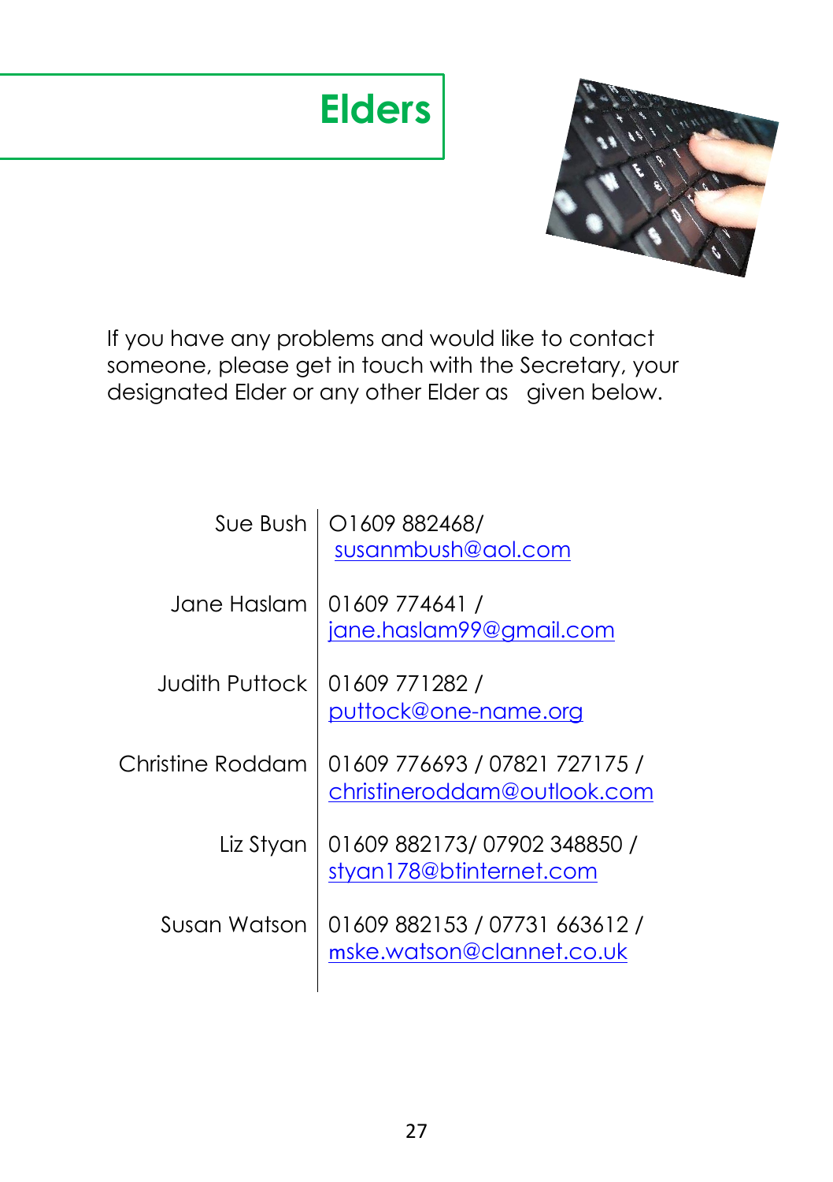# Elders

If you have any problems and would like to contact someone, please get in touch with the Secretary, your designated Elder or any other Elder as given below.

| | |
|---|---|
| Sue Bush | O1609 882468/ susanmbush@aol.com |
| Jane Haslam | 01609 774641 / jane.haslam99@gmail.com |
| Judith Puttock | 01609 771282 / puttock@one-name.org |
| Christine Roddam | 01609 776693 / 07821 727175 / christineroddam@outlook.com |
| Liz Styan | 01609 882173/ 07902 348850 / styan178@btinternet.com |
| Susan Watson | 01609 882153 / 07731 663612 / mske.watson@clannet.co.uk |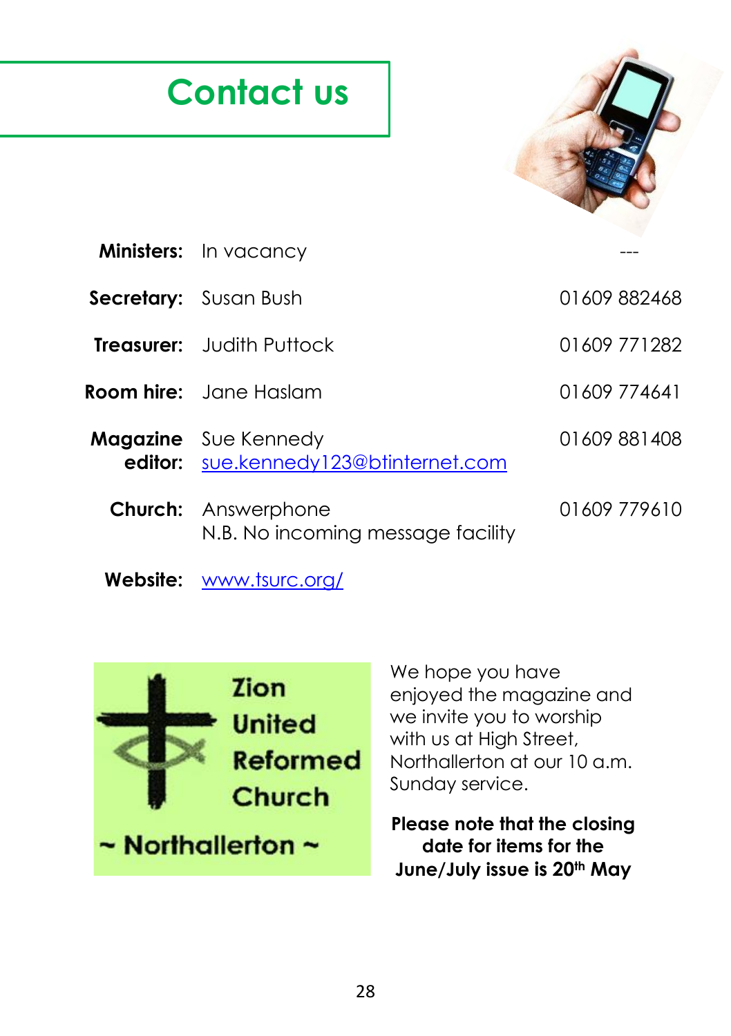# Contact us

| | | |
|---|---|---|
| **Ministers:** | In vacancy | --- |
| **Secretary:** | Susan Bush | 01609 882468 |
| **Treasurer:** | Judith Puttock | 01609 771282 |
| **Room hire:** | Jane Haslam | 01609 774641 |
| **Magazine editor:** | Sue Kennedy sue.kennedy123@btinternet.com | 01609 881408 |
| **Church:** | Answerphone N.B. No incoming message facility | 01609 779610 |
| **Website:** | www.tsurc.org/ | |

Zion United Reformed Church

~ Northallerton ~

We hope you have enjoyed the magazine and we invite you to worship with us at High Street, Northallerton at our 10 a.m. Sunday service.

**Please note that the closing date for items for the June/July issue is 20th May**